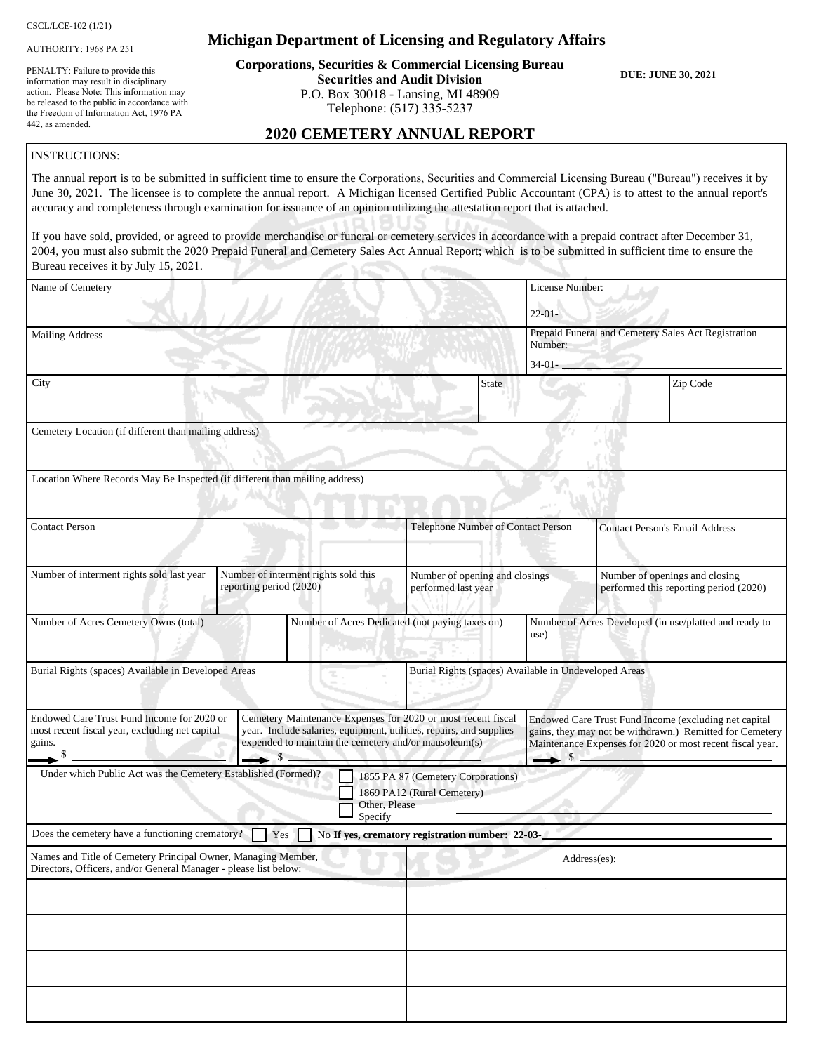CSCL/LCE-102 (1/21)

AUTHORITY: 1968 PA 251

PENALTY: Failure to provide this information may result in disciplinary action. Please Note: This information may be released to the public in accordance with the Freedom of Information Act, 1976 PA 442, as amended.

# Michigan Department of Licensing and Regulatory Affairs

**Corporations, Securities & Commercial Licensing Bureau**
**Securities and Audit Division**
P.O. Box 30018 - Lansing, MI 48909
Telephone: (517) 335-5237

**DUE: JUNE 30, 2021**

## 2020 CEMETERY ANNUAL REPORT

INSTRUCTIONS:

The annual report is to be submitted in sufficient time to ensure the Corporations, Securities and Commercial Licensing Bureau ("Bureau") receives it by June 30, 2021. The licensee is to complete the annual report. A Michigan licensed Certified Public Accountant (CPA) is to attest to the annual report's accuracy and completeness through examination for issuance of an opinion utilizing the attestation report that is attached.

If you have sold, provided, or agreed to provide merchandise or funeral or cemetery services in accordance with a prepaid contract after December 31, 2004, you must also submit the 2020 Prepaid Funeral and Cemetery Sales Act Annual Report; which is to be submitted in sufficient time to ensure the Bureau receives it by July 15, 2021.

| Name of Cemetery | | License Number: 22-01- ____ |
|---|---|---|
| Mailing Address | | Prepaid Funeral and Cemetery Sales Act Registration Number: 34-01- ____ |
| City | State | Zip Code |

Cemetery Location (if different than mailing address)

Location Where Records May Be Inspected (if different than mailing address)

| Contact Person | Telephone Number of Contact Person | Contact Person's Email Address |
|---|---|---|
| | | |

| Number of interment rights sold last year | Number of interment rights sold this reporting period (2020) | Number of opening and closings performed last year | Number of openings and closing performed this reporting period (2020) |
|---|---|---|---|
| | | | |

| Number of Acres Cemetery Owns (total) | Number of Acres Dedicated (not paying taxes on) | Number of Acres Developed (in use/platted and ready to use) |
|---|---|---|
| | | |

| Burial Rights (spaces) Available in Developed Areas | Burial Rights (spaces) Available in Undeveloped Areas |
|---|---|
| | |

| Endowed Care Trust Fund Income for 2020 or most recent fiscal year, excluding net capital gains. | Cemetery Maintenance Expenses for 2020 or most recent fiscal year. Include salaries, equipment, utilities, repairs, and supplies expended to maintain the cemetery and/or mausoleum(s) | Endowed Care Trust Fund Income (excluding net capital gains, they may not be withdrawn.) Remitted for Cemetery Maintenance Expenses for 2020 or most recent fiscal year. |
|---|---|---|
| $ ____ | $ ____ | $ ____ |

Under which Public Act was the Cemetery Established (Formed)?

- ☐ 1855 PA 87 (Cemetery Corporations)
- ☐ 1869 PA12 (Rural Cemetery)
- ☐ Other, Please Specify ____

Does the cemetery have a functioning crematory? ☐ Yes ☐ No **If yes, crematory registration number: 22-03-** ____

| Names and Title of Cemetery Principal Owner, Managing Member, Directors, Officers, and/or General Manager - please list below: | Address(es): |
|---|---|
| | |
| | |
| | |
| | |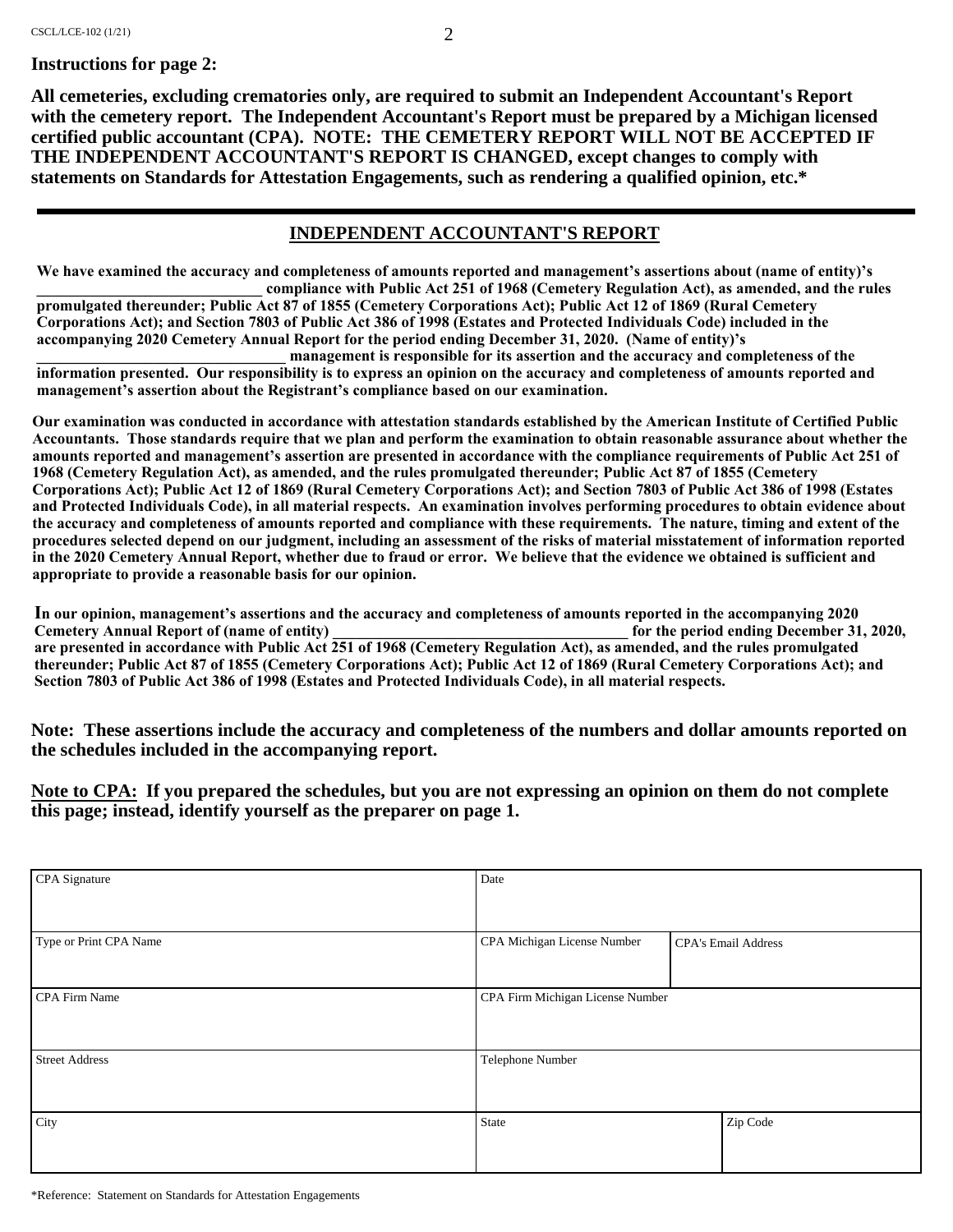**Instructions for page 2:**

**All cemeteries, excluding crematories only, are required to submit an Independent Accountant's Report with the cemetery report. The Independent Accountant's Report must be prepared by a Michigan licensed certified public accountant (CPA). NOTE: THE CEMETERY REPORT WILL NOT BE ACCEPTED IF THE INDEPENDENT ACCOUNTANT'S REPORT IS CHANGED, except changes to comply with statements on Standards for Attestation Engagements, such as rendering a qualified opinion, etc.***

---

## INDEPENDENT ACCOUNTANT'S REPORT

**We have examined the accuracy and completeness of amounts reported and management's assertions about (name of entity)'s _____________________________ compliance with Public Act 251 of 1968 (Cemetery Regulation Act), as amended, and the rules promulgated thereunder; Public Act 87 of 1855 (Cemetery Corporations Act); Public Act 12 of 1869 (Rural Cemetery Corporations Act); and Section 7803 of Public Act 386 of 1998 (Estates and Protected Individuals Code) included in the accompanying 2020 Cemetery Annual Report for the period ending December 31, 2020. (Name of entity)'s _______________________________ management is responsible for its assertion and the accuracy and completeness of the information presented. Our responsibility is to express an opinion on the accuracy and completeness of amounts reported and management's assertion about the Registrant's compliance based on our examination.**

**Our examination was conducted in accordance with attestation standards established by the American Institute of Certified Public Accountants. Those standards require that we plan and perform the examination to obtain reasonable assurance about whether the amounts reported and management's assertion are presented in accordance with the compliance requirements of Public Act 251 of 1968 (Cemetery Regulation Act), as amended, and the rules promulgated thereunder; Public Act 87 of 1855 (Cemetery Corporations Act); Public Act 12 of 1869 (Rural Cemetery Corporations Act); and Section 7803 of Public Act 386 of 1998 (Estates and Protected Individuals Code), in all material respects. An examination involves performing procedures to obtain evidence about the accuracy and completeness of amounts reported and compliance with these requirements. The nature, timing and extent of the procedures selected depend on our judgment, including an assessment of the risks of material misstatement of information reported in the 2020 Cemetery Annual Report, whether due to fraud or error. We believe that the evidence we obtained is sufficient and appropriate to provide a reasonable basis for our opinion.**

**In our opinion, management's assertions and the accuracy and completeness of amounts reported in the accompanying 2020 Cemetery Annual Report of (name of entity) ____________________________________ for the period ending December 31, 2020, are presented in accordance with Public Act 251 of 1968 (Cemetery Regulation Act), as amended, and the rules promulgated thereunder; Public Act 87 of 1855 (Cemetery Corporations Act); Public Act 12 of 1869 (Rural Cemetery Corporations Act); and Section 7803 of Public Act 386 of 1998 (Estates and Protected Individuals Code), in all material respects.**

**Note: These assertions include the accuracy and completeness of the numbers and dollar amounts reported on the schedules included in the accompanying report.**

**Note to CPA: If you prepared the schedules, but you are not expressing an opinion on them do not complete this page; instead, identify yourself as the preparer on page 1.**

| CPA Signature | Date | |
|---|---|---|
| Type or Print CPA Name | CPA Michigan License Number | CPA's Email Address |
| CPA Firm Name | CPA Firm Michigan License Number | |
| Street Address | Telephone Number | |
| City | State | Zip Code |

*Reference: Statement on Standards for Attestation Engagements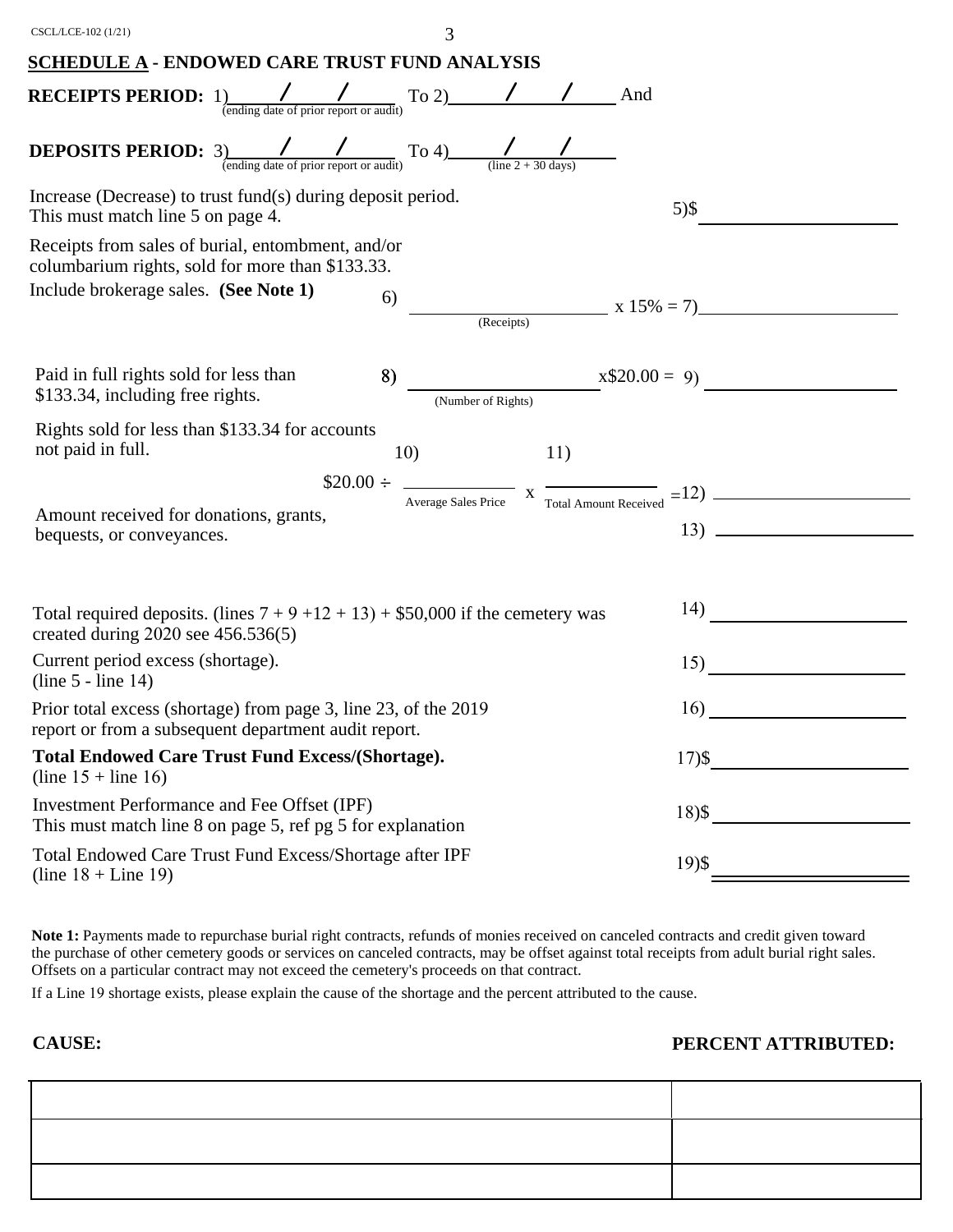CSCL/LCE-102 (1/21)

## SCHEDULE A - ENDOWED CARE TRUST FUND ANALYSIS

**RECEIPTS PERIOD:** 1)\_\_\_\_/\_\_\_\_/\_\_\_\_ To 2)\_\_\_\_/\_\_\_\_/\_\_\_\_ And
(ending date of prior report or audit)

**DEPOSITS PERIOD:** 3)\_\_\_\_/\_\_\_\_/\_\_\_\_ To 4)\_\_\_\_/\_\_\_\_/\_\_\_\_
(ending date of prior report or audit) (line 2 + 30 days)

Increase (Decrease) to trust fund(s) during deposit period. This must match line 5 on page 4. 5)$\_\_\_\_\_\_\_\_\_\_

Receipts from sales of burial, entombment, and/or columbarium rights, sold for more than $133.33. Include brokerage sales. **(See Note 1)** 6) \_\_\_\_\_\_\_\_\_\_ (Receipts) x 15% = 7)\_\_\_\_\_\_\_\_\_\_

Paid in full rights sold for less than $133.34, including free rights. 8) \_\_\_\_\_\_\_\_\_\_ (Number of Rights) x$20.00 = 9) \_\_\_\_\_\_\_\_\_\_

Rights sold for less than $133.34 for accounts not paid in full. $20.00 ÷ 10) \_\_\_\_\_\_\_\_\_\_ (Average Sales Price) x 11) \_\_\_\_\_\_\_\_\_\_ (Total Amount Received) =12) \_\_\_\_\_\_\_\_\_\_

Amount received for donations, grants, bequests, or conveyances. 13) \_\_\_\_\_\_\_\_\_\_

Total required deposits. (lines 7 + 9 +12 + 13) + $50,000 if the cemetery was created during 2020 see 456.536(5) 14) \_\_\_\_\_\_\_\_\_\_

Current period excess (shortage). (line 5 - line 14) 15) \_\_\_\_\_\_\_\_\_\_

Prior total excess (shortage) from page 3, line 23, of the 2019 report or from a subsequent department audit report. 16) \_\_\_\_\_\_\_\_\_\_

**Total Endowed Care Trust Fund Excess/(Shortage).** (line 15 + line 16) 17)$\_\_\_\_\_\_\_\_\_\_

Investment Performance and Fee Offset (IPF) This must match line 8 on page 5, ref pg 5 for explanation 18)$\_\_\_\_\_\_\_\_\_\_

Total Endowed Care Trust Fund Excess/Shortage after IPF (line 18 + Line 19) 19)$\_\_\_\_\_\_\_\_\_\_

**Note 1:** Payments made to repurchase burial right contracts, refunds of monies received on canceled contracts and credit given toward the purchase of other cemetery goods or services on canceled contracts, may be offset against total receipts from adult burial right sales. Offsets on a particular contract may not exceed the cemetery's proceeds on that contract.

If a Line 19 shortage exists, please explain the cause of the shortage and the percent attributed to the cause.

| **CAUSE:** | **PERCENT ATTRIBUTED:** |
|---|---|
| | |
| | |
| | |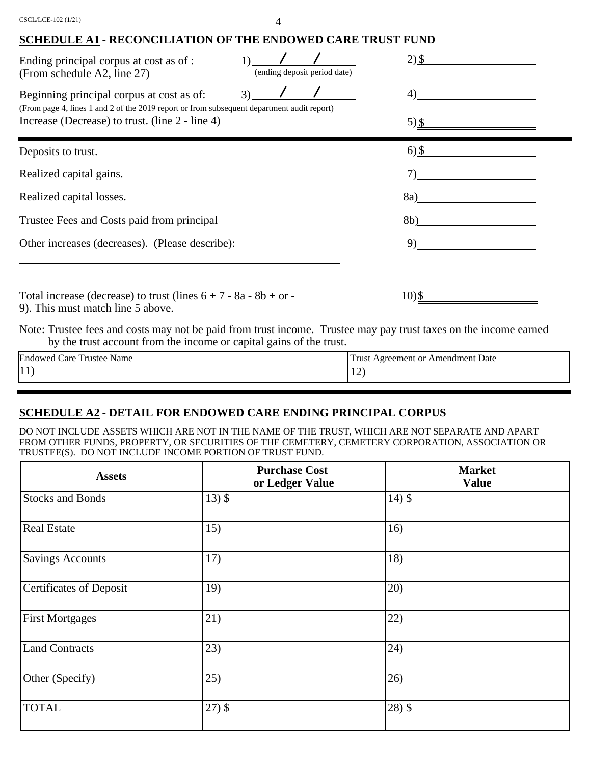## SCHEDULE A1 - RECONCILIATION OF THE ENDOWED CARE TRUST FUND

Ending principal corpus at cost as of : 1) ____ / ____ / ____ (ending deposit period date) 2) $ ____________
(From schedule A2, line 27)

Beginning principal corpus at cost as of: 3) ____ / ____ / ____ 4) ____________
(From page 4, lines 1 and 2 of the 2019 report or from subsequent department audit report)

Increase (Decrease) to trust. (line 2 - line 4) 5) $ ____________

---

Deposits to trust. 6) $ ____________

Realized capital gains. 7) ____________

Realized capital losses. 8a) ____________

Trustee Fees and Costs paid from principal 8b) ____________

Other increases (decreases). (Please describe): 9) ____________

______________________________________________

______________________________________________

Total increase (decrease) to trust (lines 6 + 7 - 8a - 8b + or - 9). This must match line 5 above. 10) $ ____________

Note: Trustee fees and costs may not be paid from trust income. Trustee may pay trust taxes on the income earned by the trust account from the income or capital gains of the trust.

| Endowed Care Trustee Name | Trust Agreement or Amendment Date |
|---|---|
| 11) | 12) |

---

## SCHEDULE A2 - DETAIL FOR ENDOWED CARE ENDING PRINCIPAL CORPUS

DO NOT INCLUDE ASSETS WHICH ARE NOT IN THE NAME OF THE TRUST, WHICH ARE NOT SEPARATE AND APART FROM OTHER FUNDS, PROPERTY, OR SECURITIES OF THE CEMETERY, CEMETERY CORPORATION, ASSOCIATION OR TRUSTEE(S). DO NOT INCLUDE INCOME PORTION OF TRUST FUND.

| Assets | Purchase Cost or Ledger Value | Market Value |
|---|---|---|
| Stocks and Bonds | 13) $ | 14) $ |
| Real Estate | 15) | 16) |
| Savings Accounts | 17) | 18) |
| Certificates of Deposit | 19) | 20) |
| First Mortgages | 21) | 22) |
| Land Contracts | 23) | 24) |
| Other (Specify) | 25) | 26) |
| TOTAL | 27) $ | 28) $ |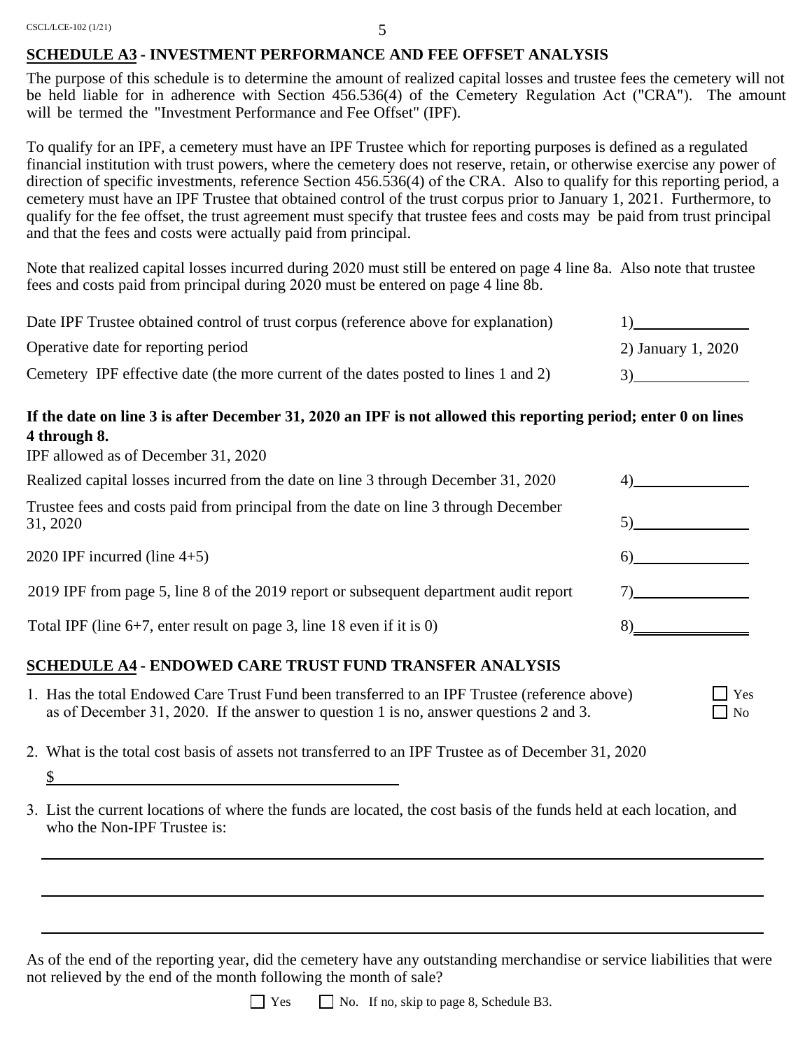## SCHEDULE A3 - INVESTMENT PERFORMANCE AND FEE OFFSET ANALYSIS

The purpose of this schedule is to determine the amount of realized capital losses and trustee fees the cemetery will not be held liable for in adherence with Section 456.536(4) of the Cemetery Regulation Act ("CRA"). The amount will be termed the "Investment Performance and Fee Offset" (IPF).

To qualify for an IPF, a cemetery must have an IPF Trustee which for reporting purposes is defined as a regulated financial institution with trust powers, where the cemetery does not reserve, retain, or otherwise exercise any power of direction of specific investments, reference Section 456.536(4) of the CRA. Also to qualify for this reporting period, a cemetery must have an IPF Trustee that obtained control of the trust corpus prior to January 1, 2021. Furthermore, to qualify for the fee offset, the trust agreement must specify that trustee fees and costs may be paid from trust principal and that the fees and costs were actually paid from principal.

Note that realized capital losses incurred during 2020 must still be entered on page 4 line 8a. Also note that trustee fees and costs paid from principal during 2020 must be entered on page 4 line 8b.

| | |
|---|---|
| Date IPF Trustee obtained control of trust corpus (reference above for explanation) | 1)\_\_\_\_\_\_\_\_\_\_ |
| Operative date for reporting period | 2) January 1, 2020 |
| Cemetery IPF effective date (the more current of the dates posted to lines 1 and 2) | 3)\_\_\_\_\_\_\_\_\_\_ |

**If the date on line 3 is after December 31, 2020 an IPF is not allowed this reporting period; enter 0 on lines 4 through 8.**

IPF allowed as of December 31, 2020

| | |
|---|---|
| Realized capital losses incurred from the date on line 3 through December 31, 2020 | 4)\_\_\_\_\_\_\_\_\_\_ |
| Trustee fees and costs paid from principal from the date on line 3 through December 31, 2020 | 5)\_\_\_\_\_\_\_\_\_\_ |
| 2020 IPF incurred (line 4+5) | 6)\_\_\_\_\_\_\_\_\_\_ |
| 2019 IPF from page 5, line 8 of the 2019 report or subsequent department audit report | 7)\_\_\_\_\_\_\_\_\_\_ |
| Total IPF (line 6+7, enter result on page 3, line 18 even if it is 0) | 8)\_\_\_\_\_\_\_\_\_\_ |

## SCHEDULE A4 - ENDOWED CARE TRUST FUND TRANSFER ANALYSIS

1. Has the total Endowed Care Trust Fund been transferred to an IPF Trustee (reference above) as of December 31, 2020. If the answer to question 1 is no, answer questions 2 and 3. ☐ Yes ☐ No

2. What is the total cost basis of assets not transferred to an IPF Trustee as of December 31, 2020

   $\_\_\_\_\_\_\_\_\_\_\_\_\_\_\_\_\_\_\_\_\_\_\_\_\_\_\_\_\_\_

3. List the current locations of where the funds are located, the cost basis of the funds held at each location, and who the Non-IPF Trustee is:

\_\_\_\_\_\_\_\_\_\_\_\_\_\_\_\_\_\_\_\_\_\_\_\_\_\_\_\_\_\_\_\_\_\_\_\_\_\_\_\_\_\_\_\_\_\_\_\_\_\_\_\_\_\_\_\_\_\_\_\_

\_\_\_\_\_\_\_\_\_\_\_\_\_\_\_\_\_\_\_\_\_\_\_\_\_\_\_\_\_\_\_\_\_\_\_\_\_\_\_\_\_\_\_\_\_\_\_\_\_\_\_\_\_\_\_\_\_\_\_\_

\_\_\_\_\_\_\_\_\_\_\_\_\_\_\_\_\_\_\_\_\_\_\_\_\_\_\_\_\_\_\_\_\_\_\_\_\_\_\_\_\_\_\_\_\_\_\_\_\_\_\_\_\_\_\_\_\_\_\_\_

As of the end of the reporting year, did the cemetery have any outstanding merchandise or service liabilities that were not relieved by the end of the month following the month of sale?

☐ Yes ☐ No. If no, skip to page 8, Schedule B3.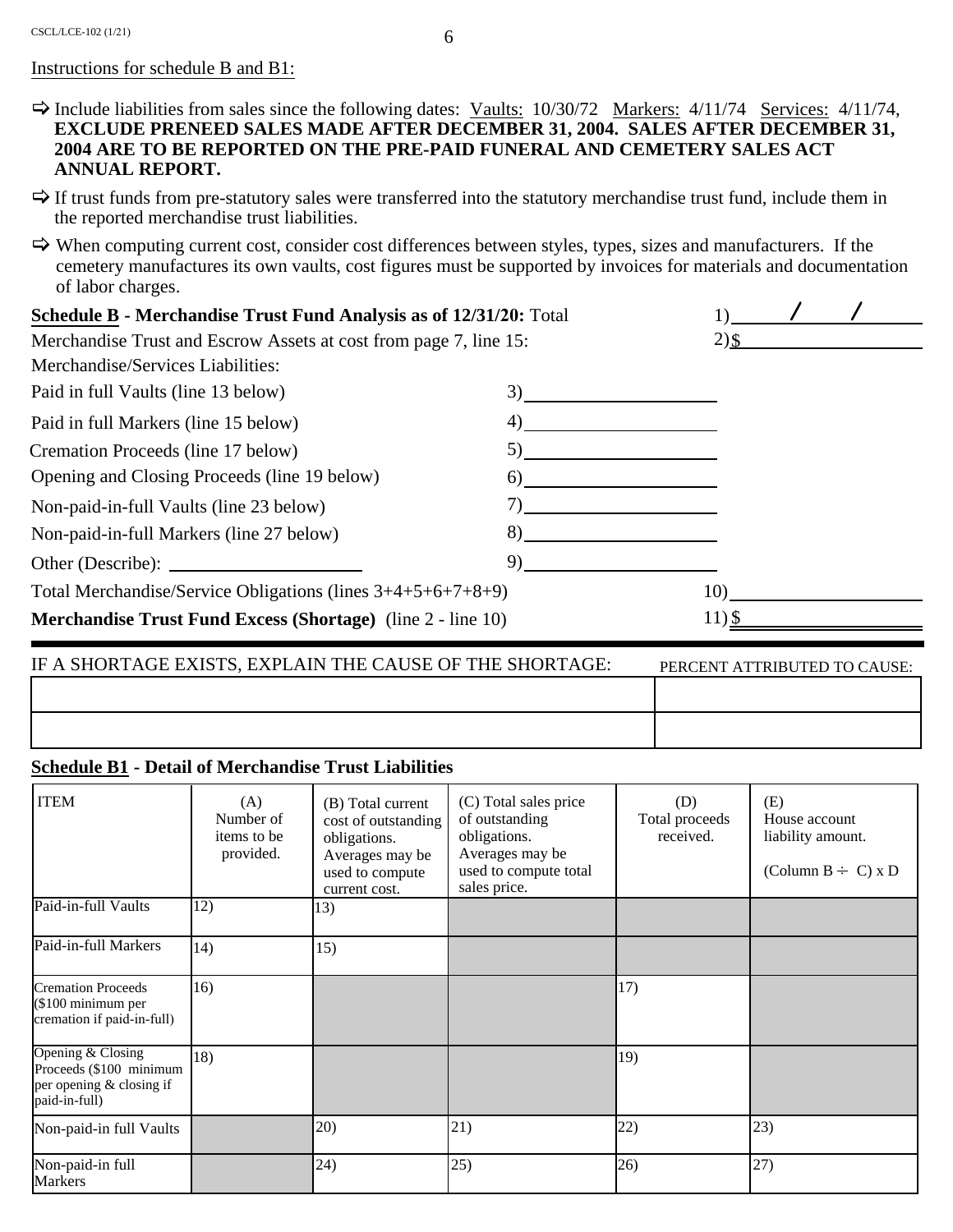Instructions for schedule B and B1:

⇨ Include liabilities from sales since the following dates: Vaults: 10/30/72 Markers: 4/11/74 Services: 4/11/74, **EXCLUDE PRENEED SALES MADE AFTER DECEMBER 31, 2004. SALES AFTER DECEMBER 31, 2004 ARE TO BE REPORTED ON THE PRE-PAID FUNERAL AND CEMETERY SALES ACT ANNUAL REPORT.**

⇨ If trust funds from pre-statutory sales were transferred into the statutory merchandise trust fund, include them in the reported merchandise trust liabilities.

⇨ When computing current cost, consider cost differences between styles, types, sizes and manufacturers. If the cemetery manufactures its own vaults, cost figures must be supported by invoices for materials and documentation of labor charges.

**Schedule B - Merchandise Trust Fund Analysis as of 12/31/20:** Total 1) ____ / ____ / ____

Merchandise Trust and Escrow Assets at cost from page 7, line 15: 2) $ ____________

Merchandise/Services Liabilities:

Paid in full Vaults (line 13 below) 3) ____________

Paid in full Markers (line 15 below) 4) ____________

Cremation Proceeds (line 17 below) 5) ____________

Opening and Closing Proceeds (line 19 below) 6) ____________

Non-paid-in-full Vaults (line 23 below) 7) ____________

Non-paid-in-full Markers (line 27 below) 8) ____________

Other (Describe): ____________ 9) ____________

Total Merchandise/Service Obligations (lines 3+4+5+6+7+8+9) 10) ____________

**Merchandise Trust Fund Excess (Shortage)** (line 2 - line 10) 11) $ ____________

| IF A SHORTAGE EXISTS, EXPLAIN THE CAUSE OF THE SHORTAGE: | PERCENT ATTRIBUTED TO CAUSE: |
|---|---|
| | |
| | |

**Schedule B1 - Detail of Merchandise Trust Liabilities**

| ITEM | (A) Number of items to be provided. | (B) Total current cost of outstanding obligations. Averages may be used to compute current cost. | (C) Total sales price of outstanding obligations. Averages may be used to compute total sales price. | (D) Total proceeds received. | (E) House account liability amount. (Column B ÷ C) x D |
|---|---|---|---|---|---|
| Paid-in-full Vaults | 12) | 13) | | | |
| Paid-in-full Markers | 14) | 15) | | | |
| Cremation Proceeds ($100 minimum per cremation if paid-in-full) | 16) | | | 17) | |
| Opening & Closing Proceeds ($100 minimum per opening & closing if paid-in-full) | 18) | | | 19) | |
| Non-paid-in full Vaults | | 20) | 21) | 22) | 23) |
| Non-paid-in full Markers | | 24) | 25) | 26) | 27) |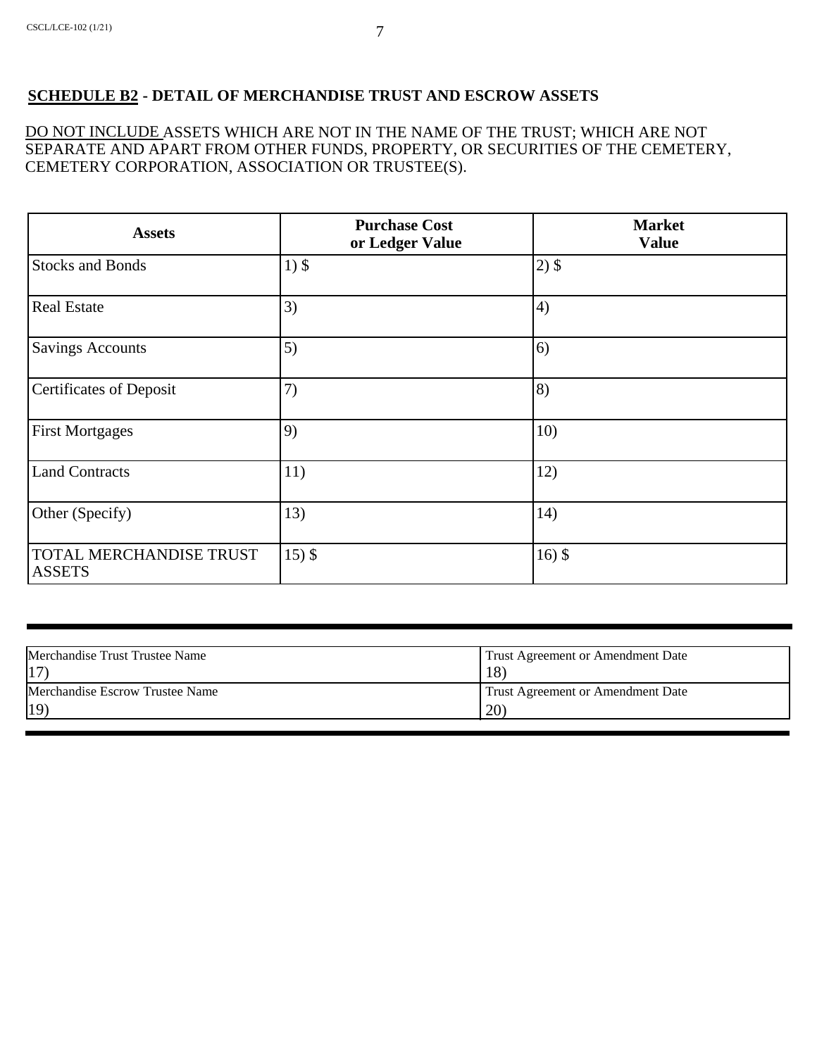## SCHEDULE B2 - DETAIL OF MERCHANDISE TRUST AND ESCROW ASSETS

DO NOT INCLUDE ASSETS WHICH ARE NOT IN THE NAME OF THE TRUST; WHICH ARE NOT SEPARATE AND APART FROM OTHER FUNDS, PROPERTY, OR SECURITIES OF THE CEMETERY, CEMETERY CORPORATION, ASSOCIATION OR TRUSTEE(S).

| Assets | Purchase Cost or Ledger Value | Market Value |
|---|---|---|
| Stocks and Bonds | 1) $ | 2) $ |
| Real Estate | 3) | 4) |
| Savings Accounts | 5) | 6) |
| Certificates of Deposit | 7) | 8) |
| First Mortgages | 9) | 10) |
| Land Contracts | 11) | 12) |
| Other (Specify) | 13) | 14) |
| TOTAL MERCHANDISE TRUST ASSETS | 15) $ | 16) $ |

| Merchandise Trust Trustee Name | Trust Agreement or Amendment Date |
|---|---|
| 17) | 18) |
| Merchandise Escrow Trustee Name | Trust Agreement or Amendment Date |
| 19) | 20) |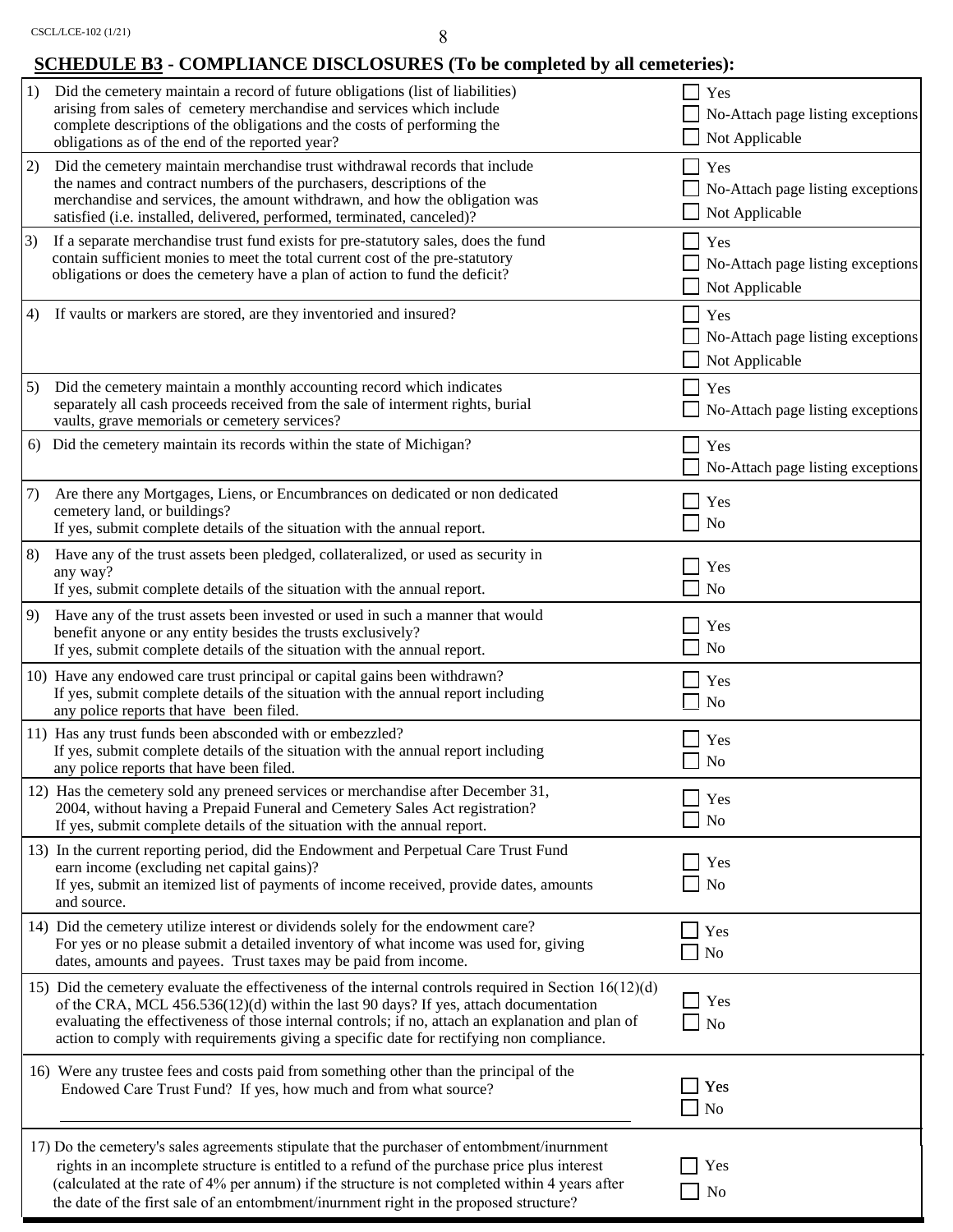## SCHEDULE B3 - COMPLIANCE DISCLOSURES (To be completed by all cemeteries):

| Question | Response |
|---|---|
| 1) Did the cemetery maintain a record of future obligations (list of liabilities) arising from sales of cemetery merchandise and services which include complete descriptions of the obligations and the costs of performing the obligations as of the end of the reported year? | ☐ Yes<br>☐ No-Attach page listing exceptions<br>☐ Not Applicable |
| 2) Did the cemetery maintain merchandise trust withdrawal records that include the names and contract numbers of the purchasers, descriptions of the merchandise and services, the amount withdrawn, and how the obligation was satisfied (i.e. installed, delivered, performed, terminated, canceled)? | ☐ Yes<br>☐ No-Attach page listing exceptions<br>☐ Not Applicable |
| 3) If a separate merchandise trust fund exists for pre-statutory sales, does the fund contain sufficient monies to meet the total current cost of the pre-statutory obligations or does the cemetery have a plan of action to fund the deficit? | ☐ Yes<br>☐ No-Attach page listing exceptions<br>☐ Not Applicable |
| 4) If vaults or markers are stored, are they inventoried and insured? | ☐ Yes<br>☐ No-Attach page listing exceptions<br>☐ Not Applicable |
| 5) Did the cemetery maintain a monthly accounting record which indicates separately all cash proceeds received from the sale of interment rights, burial vaults, grave memorials or cemetery services? | ☐ Yes<br>☐ No-Attach page listing exceptions |
| 6) Did the cemetery maintain its records within the state of Michigan? | ☐ Yes<br>☐ No-Attach page listing exceptions |
| 7) Are there any Mortgages, Liens, or Encumbrances on dedicated or non dedicated cemetery land, or buildings?<br>If yes, submit complete details of the situation with the annual report. | ☐ Yes<br>☐ No |
| 8) Have any of the trust assets been pledged, collateralized, or used as security in any way?<br>If yes, submit complete details of the situation with the annual report. | ☐ Yes<br>☐ No |
| 9) Have any of the trust assets been invested or used in such a manner that would benefit anyone or any entity besides the trusts exclusively?<br>If yes, submit complete details of the situation with the annual report. | ☐ Yes<br>☐ No |
| 10) Have any endowed care trust principal or capital gains been withdrawn?<br>If yes, submit complete details of the situation with the annual report including any police reports that have been filed. | ☐ Yes<br>☐ No |
| 11) Has any trust funds been absconded with or embezzled?<br>If yes, submit complete details of the situation with the annual report including any police reports that have been filed. | ☐ Yes<br>☐ No |
| 12) Has the cemetery sold any preneed services or merchandise after December 31, 2004, without having a Prepaid Funeral and Cemetery Sales Act registration?<br>If yes, submit complete details of the situation with the annual report. | ☐ Yes<br>☐ No |
| 13) In the current reporting period, did the Endowment and Perpetual Care Trust Fund earn income (excluding net capital gains)?<br>If yes, submit an itemized list of payments of income received, provide dates, amounts and source. | ☐ Yes<br>☐ No |
| 14) Did the cemetery utilize interest or dividends solely for the endowment care?<br>For yes or no please submit a detailed inventory of what income was used for, giving dates, amounts and payees. Trust taxes may be paid from income. | ☐ Yes<br>☐ No |
| 15) Did the cemetery evaluate the effectiveness of the internal controls required in Section 16(12)(d) of the CRA, MCL 456.536(12)(d) within the last 90 days? If yes, attach documentation evaluating the effectiveness of those internal controls; if no, attach an explanation and plan of action to comply with requirements giving a specific date for rectifying non compliance. | ☐ Yes<br>☐ No |
| 16) Were any trustee fees and costs paid from something other than the principal of the Endowed Care Trust Fund? If yes, how much and from what source?<br>\_\_\_\_\_\_\_\_\_\_\_\_\_\_\_\_\_\_\_\_\_\_\_\_\_\_\_\_\_\_\_\_\_\_\_\_\_\_\_\_ | ☐ Yes<br>☐ No |
| 17) Do the cemetery's sales agreements stipulate that the purchaser of entombment/inurnment rights in an incomplete structure is entitled to a refund of the purchase price plus interest (calculated at the rate of 4% per annum) if the structure is not completed within 4 years after the date of the first sale of an entombment/inurnment right in the proposed structure? | ☐ Yes<br>☐ No |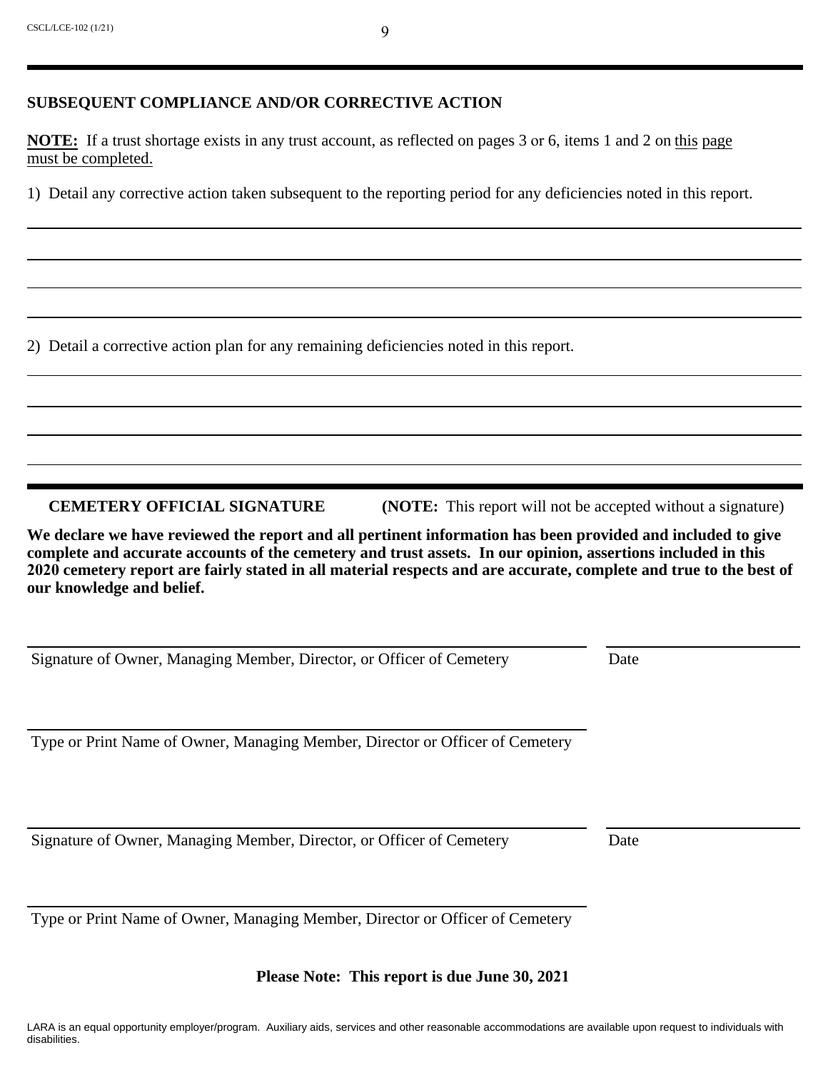## SUBSEQUENT COMPLIANCE AND/OR CORRECTIVE ACTION

**NOTE:** If a trust shortage exists in any trust account, as reflected on pages 3 or 6, items 1 and 2 on this page must be completed.

1) Detail any corrective action taken subsequent to the reporting period for any deficiencies noted in this report.

\_\_\_\_\_\_\_\_\_\_\_\_\_\_\_\_\_\_\_\_\_\_\_\_\_\_\_\_\_\_\_\_\_\_\_\_\_\_\_\_\_\_\_\_\_\_\_\_\_\_\_\_\_\_\_\_\_\_\_\_\_\_\_\_\_\_\_\_\_\_\_\_

\_\_\_\_\_\_\_\_\_\_\_\_\_\_\_\_\_\_\_\_\_\_\_\_\_\_\_\_\_\_\_\_\_\_\_\_\_\_\_\_\_\_\_\_\_\_\_\_\_\_\_\_\_\_\_\_\_\_\_\_\_\_\_\_\_\_\_\_\_\_\_\_

\_\_\_\_\_\_\_\_\_\_\_\_\_\_\_\_\_\_\_\_\_\_\_\_\_\_\_\_\_\_\_\_\_\_\_\_\_\_\_\_\_\_\_\_\_\_\_\_\_\_\_\_\_\_\_\_\_\_\_\_\_\_\_\_\_\_\_\_\_\_\_\_

\_\_\_\_\_\_\_\_\_\_\_\_\_\_\_\_\_\_\_\_\_\_\_\_\_\_\_\_\_\_\_\_\_\_\_\_\_\_\_\_\_\_\_\_\_\_\_\_\_\_\_\_\_\_\_\_\_\_\_\_\_\_\_\_\_\_\_\_\_\_\_\_

2) Detail a corrective action plan for any remaining deficiencies noted in this report.

\_\_\_\_\_\_\_\_\_\_\_\_\_\_\_\_\_\_\_\_\_\_\_\_\_\_\_\_\_\_\_\_\_\_\_\_\_\_\_\_\_\_\_\_\_\_\_\_\_\_\_\_\_\_\_\_\_\_\_\_\_\_\_\_\_\_\_\_\_\_\_\_

\_\_\_\_\_\_\_\_\_\_\_\_\_\_\_\_\_\_\_\_\_\_\_\_\_\_\_\_\_\_\_\_\_\_\_\_\_\_\_\_\_\_\_\_\_\_\_\_\_\_\_\_\_\_\_\_\_\_\_\_\_\_\_\_\_\_\_\_\_\_\_\_

\_\_\_\_\_\_\_\_\_\_\_\_\_\_\_\_\_\_\_\_\_\_\_\_\_\_\_\_\_\_\_\_\_\_\_\_\_\_\_\_\_\_\_\_\_\_\_\_\_\_\_\_\_\_\_\_\_\_\_\_\_\_\_\_\_\_\_\_\_\_\_\_

\_\_\_\_\_\_\_\_\_\_\_\_\_\_\_\_\_\_\_\_\_\_\_\_\_\_\_\_\_\_\_\_\_\_\_\_\_\_\_\_\_\_\_\_\_\_\_\_\_\_\_\_\_\_\_\_\_\_\_\_\_\_\_\_\_\_\_\_\_\_\_\_

---

**CEMETERY OFFICIAL SIGNATURE** **(NOTE:** This report will not be accepted without a signature)

**We declare we have reviewed the report and all pertinent information has been provided and included to give complete and accurate accounts of the cemetery and trust assets. In our opinion, assertions included in this 2020 cemetery report are fairly stated in all material respects and are accurate, complete and true to the best of our knowledge and belief.**

\_\_\_\_\_\_\_\_\_\_\_\_\_\_\_\_\_\_\_\_\_\_\_\_\_\_\_\_\_\_\_\_\_\_\_\_\_\_\_\_\_\_\_\_\_\_\_\_\_\_\_\_\_\_\_\_ \_\_\_\_\_\_\_\_\_\_\_\_\_\_\_\_\_\_\_\_
Signature of Owner, Managing Member, Director, or Officer of Cemetery Date

\_\_\_\_\_\_\_\_\_\_\_\_\_\_\_\_\_\_\_\_\_\_\_\_\_\_\_\_\_\_\_\_\_\_\_\_\_\_\_\_\_\_\_\_\_\_\_\_\_\_\_\_\_\_\_\_
Type or Print Name of Owner, Managing Member, Director or Officer of Cemetery

\_\_\_\_\_\_\_\_\_\_\_\_\_\_\_\_\_\_\_\_\_\_\_\_\_\_\_\_\_\_\_\_\_\_\_\_\_\_\_\_\_\_\_\_\_\_\_\_\_\_\_\_\_\_\_\_ \_\_\_\_\_\_\_\_\_\_\_\_\_\_\_\_\_\_\_\_
Signature of Owner, Managing Member, Director, or Officer of Cemetery Date

\_\_\_\_\_\_\_\_\_\_\_\_\_\_\_\_\_\_\_\_\_\_\_\_\_\_\_\_\_\_\_\_\_\_\_\_\_\_\_\_\_\_\_\_\_\_\_\_\_\_\_\_\_\_\_\_
Type or Print Name of Owner, Managing Member, Director or Officer of Cemetery

**Please Note: This report is due June 30, 2021**

LARA is an equal opportunity employer/program. Auxiliary aids, services and other reasonable accommodations are available upon request to individuals with disabilities.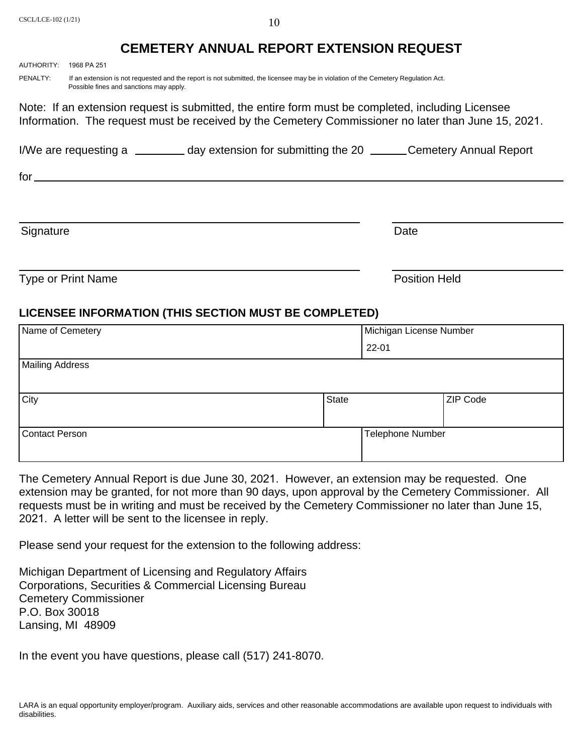CSCL/LCE-102 (1/21)

# CEMETERY ANNUAL REPORT EXTENSION REQUEST

AUTHORITY: 1968 PA 251

PENALTY: If an extension is not requested and the report is not submitted, the licensee may be in violation of the Cemetery Regulation Act. Possible fines and sanctions may apply.

Note: If an extension request is submitted, the entire form must be completed, including Licensee Information. The request must be received by the Cemetery Commissioner no later than June 15, 2021.

I/We are requesting a ________ day extension for submitting the 20 ______ Cemetery Annual Report

for ____________________________________________________________

______________________________ ______________________

Signature Date

______________________________ ______________________

Type or Print Name Position Held

## LICENSEE INFORMATION (THIS SECTION MUST BE COMPLETED)

| | | |
|---|---|---|
| Name of Cemetery | Michigan License Number 22-01 | |
| Mailing Address | | |
| City | State | ZIP Code |
| Contact Person | Telephone Number | |

The Cemetery Annual Report is due June 30, 2021. However, an extension may be requested. One extension may be granted, for not more than 90 days, upon approval by the Cemetery Commissioner. All requests must be in writing and must be received by the Cemetery Commissioner no later than June 15, 2021. A letter will be sent to the licensee in reply.

Please send your request for the extension to the following address:

Michigan Department of Licensing and Regulatory Affairs
Corporations, Securities & Commercial Licensing Bureau
Cemetery Commissioner
P.O. Box 30018
Lansing, MI 48909

In the event you have questions, please call (517) 241-8070.

LARA is an equal opportunity employer/program. Auxiliary aids, services and other reasonable accommodations are available upon request to individuals with disabilities.